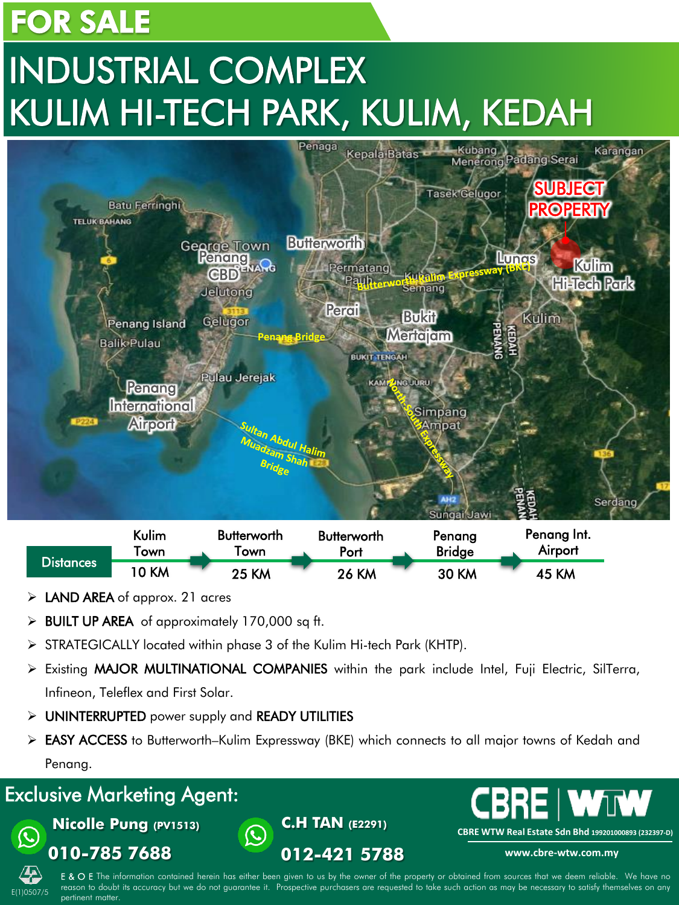# FOR SALE

# INDUSTRIAL COMPLEX
# KULIM HI-TECH PARK, KULIM, KEDAH

| Distances | Kulim Town | Butterworth Town | Butterworth Port | Penang Bridge | Penang Int. Airport |
|---|---|---|---|---|---|
| | 10 KM | 25 KM | 26 KM | 30 KM | 45 KM |

- **LAND AREA** of approx. 21 acres
- **BUILT UP AREA** of approximately 170,000 sq ft.
- STRATEGICALLY located within phase 3 of the Kulim Hi-tech Park (KHTP).
- Existing **MAJOR MULTINATIONAL COMPANIES** within the park include Intel, Fuji Electric, SilTerra, Infineon, Teleflex and First Solar.
- **UNINTERRUPTED** power supply and **READY UTILITIES**
- **EASY ACCESS** to Butterworth–Kulim Expressway (BKE) which connects to all major towns of Kedah and Penang.

## Exclusive Marketing Agent:

**Nicolle Pung** (PV1513)
**010-785 7688**

**C.H TAN** (E2291)
**012-421 5788**

**CBRE | WTW**
CBRE WTW Real Estate Sdn Bhd 199201000893 (232397-D)
www.cbre-wtw.com.my

E(1)0507/5

E & O E The information contained herein has either been given to us by the owner of the property or obtained from sources that we deem reliable. We have no reason to doubt its accuracy but we do not guarantee it. Prospective purchasers are requested to take such action as may be necessary to satisfy themselves on any pertinent matter.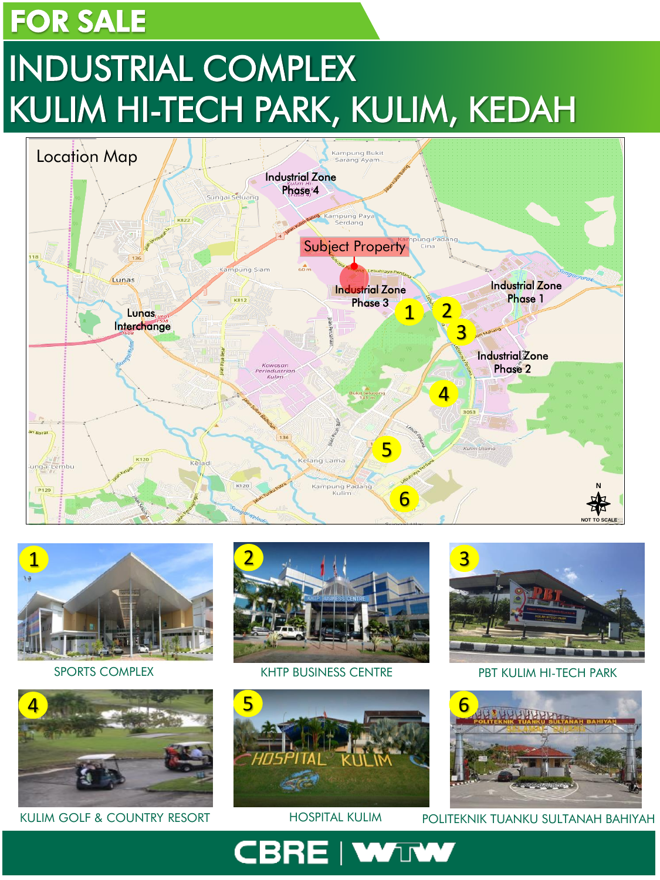# FOR SALE

# INDUSTRIAL COMPLEX
# KULIM HI-TECH PARK, KULIM, KEDAH

Location Map

Industrial Zone Phase 4

Subject Property

Industrial Zone Phase 3

Industrial Zone Phase 1

Industrial Zone Phase 2

Lunas Interchange

NOT TO SCALE

1. SPORTS COMPLEX
2. KHTP BUSINESS CENTRE
3. PBT KULIM HI-TECH PARK
4. KULIM GOLF & COUNTRY RESORT
5. HOSPITAL KULIM
6. POLITEKNIK TUANKU SULTANAH BAHIYAH

CBRE | WTW